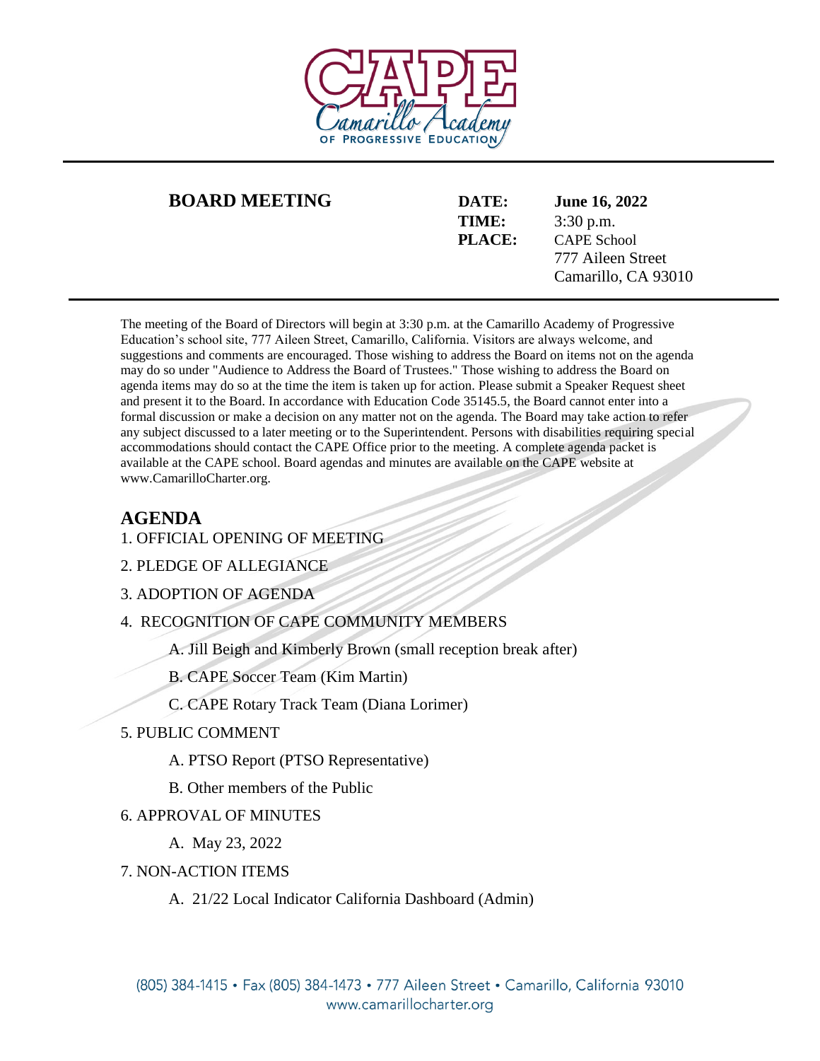# CAPE
Camarillo Academy
OF PROGRESSIVE EDUCATION

---

## BOARD MEETING

**DATE:** **June 16, 2022**
**TIME:** 3:30 p.m.
**PLACE:** CAPE School
777 Aileen Street
Camarillo, CA 93010

---

The meeting of the Board of Directors will begin at 3:30 p.m. at the Camarillo Academy of Progressive Education's school site, 777 Aileen Street, Camarillo, California. Visitors are always welcome, and suggestions and comments are encouraged. Those wishing to address the Board on items not on the agenda may do so under "Audience to Address the Board of Trustees." Those wishing to address the Board on agenda items may do so at the time the item is taken up for action. Please submit a Speaker Request sheet and present it to the Board. In accordance with Education Code 35145.5, the Board cannot enter into a formal discussion or make a decision on any matter not on the agenda. The Board may take action to refer any subject discussed to a later meeting or to the Superintendent. Persons with disabilities requiring special accommodations should contact the CAPE Office prior to the meeting. A complete agenda packet is available at the CAPE school. Board agendas and minutes are available on the CAPE website at www.CamarilloCharter.org.

## AGENDA

1. OFFICIAL OPENING OF MEETING
2. PLEDGE OF ALLEGIANCE
3. ADOPTION OF AGENDA
4. RECOGNITION OF CAPE COMMUNITY MEMBERS
   - A. Jill Beigh and Kimberly Brown (small reception break after)
   - B. CAPE Soccer Team (Kim Martin)
   - C. CAPE Rotary Track Team (Diana Lorimer)
5. PUBLIC COMMENT
   - A. PTSO Report (PTSO Representative)
   - B. Other members of the Public
6. APPROVAL OF MINUTES
   - A. May 23, 2022
7. NON-ACTION ITEMS
   - A. 21/22 Local Indicator California Dashboard (Admin)

(805) 384-1415 • Fax (805) 384-1473 • 777 Aileen Street • Camarillo, California 93010
www.camarillocharter.org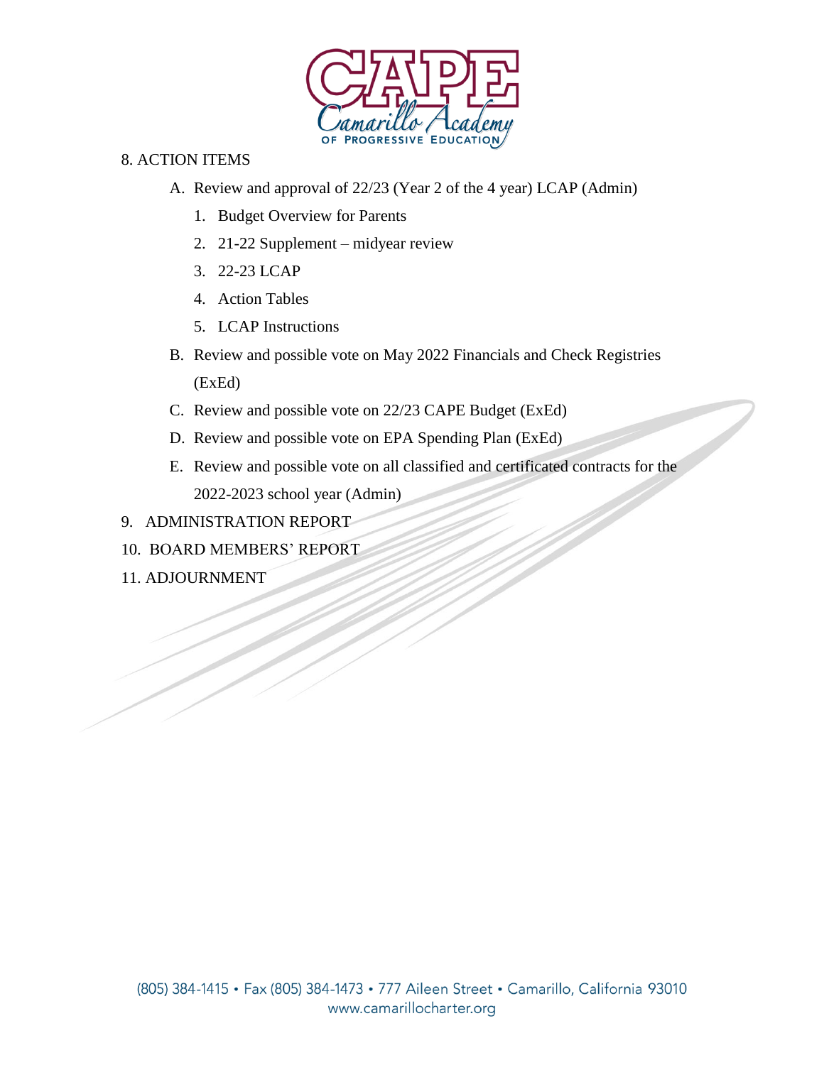8. ACTION ITEMS

A. Review and approval of 22/23 (Year 2 of the 4 year) LCAP (Admin)
   1. Budget Overview for Parents
   2. 21-22 Supplement – midyear review
   3. 22-23 LCAP
   4. Action Tables
   5. LCAP Instructions

B. Review and possible vote on May 2022 Financials and Check Registries (ExEd)

C. Review and possible vote on 22/23 CAPE Budget (ExEd)

D. Review and possible vote on EPA Spending Plan (ExEd)

E. Review and possible vote on all classified and certificated contracts for the 2022-2023 school year (Admin)

9. ADMINISTRATION REPORT

10. BOARD MEMBERS' REPORT

11. ADJOURNMENT